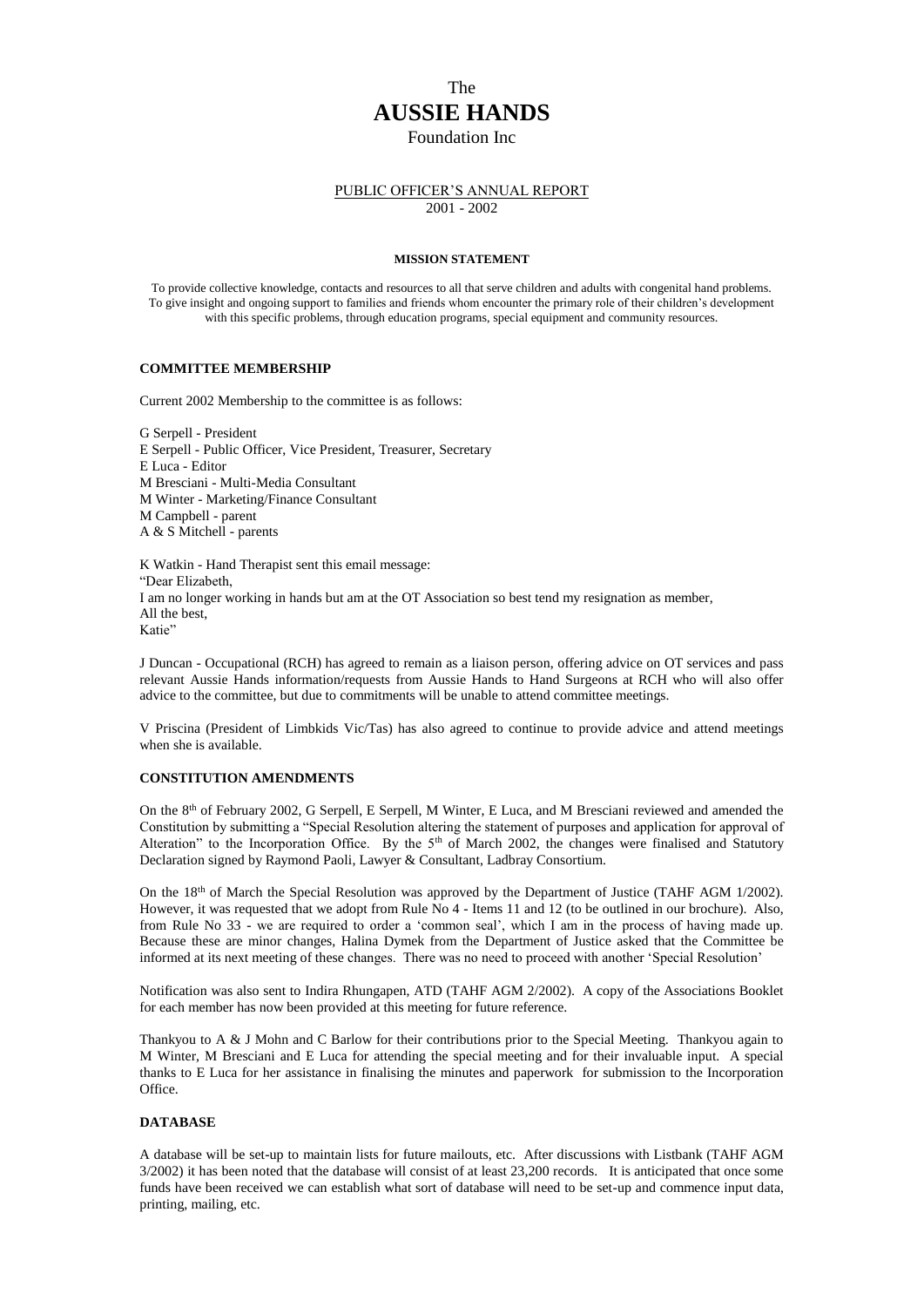# The
# AUSSIE HANDS
## Foundation Inc

PUBLIC OFFICER'S ANNUAL REPORT
2001 - 2002

**MISSION STATEMENT**

To provide collective knowledge, contacts and resources to all that serve children and adults with congenital hand problems. To give insight and ongoing support to families and friends whom encounter the primary role of their children's development with this specific problems, through education programs, special equipment and community resources.

**COMMITTEE MEMBERSHIP**

Current 2002 Membership to the committee is as follows:

G Serpell - President
E Serpell - Public Officer, Vice President, Treasurer, Secretary
E Luca - Editor
M Bresciani - Multi-Media Consultant
M Winter - Marketing/Finance Consultant
M Campbell - parent
A & S Mitchell - parents

K Watkin - Hand Therapist sent this email message:
"Dear Elizabeth,
I am no longer working in hands but am at the OT Association so best tend my resignation as member,
All the best,
Katie"

J Duncan - Occupational (RCH) has agreed to remain as a liaison person, offering advice on OT services and pass relevant Aussie Hands information/requests from Aussie Hands to Hand Surgeons at RCH who will also offer advice to the committee, but due to commitments will be unable to attend committee meetings.

V Priscina (President of Limbkids Vic/Tas) has also agreed to continue to provide advice and attend meetings when she is available.

**CONSTITUTION AMENDMENTS**

On the 8th of February 2002, G Serpell, E Serpell, M Winter, E Luca, and M Bresciani reviewed and amended the Constitution by submitting a "Special Resolution altering the statement of purposes and application for approval of Alteration" to the Incorporation Office. By the 5th of March 2002, the changes were finalised and Statutory Declaration signed by Raymond Paoli, Lawyer & Consultant, Ladbray Consortium.

On the 18th of March the Special Resolution was approved by the Department of Justice (TAHF AGM 1/2002). However, it was requested that we adopt from Rule No 4 - Items 11 and 12 (to be outlined in our brochure). Also, from Rule No 33 - we are required to order a 'common seal', which I am in the process of having made up. Because these are minor changes, Halina Dymek from the Department of Justice asked that the Committee be informed at its next meeting of these changes. There was no need to proceed with another 'Special Resolution'

Notification was also sent to Indira Rhungapen, ATD (TAHF AGM 2/2002). A copy of the Associations Booklet for each member has now been provided at this meeting for future reference.

Thankyou to A & J Mohn and C Barlow for their contributions prior to the Special Meeting. Thankyou again to M Winter, M Bresciani and E Luca for attending the special meeting and for their invaluable input. A special thanks to E Luca for her assistance in finalising the minutes and paperwork for submission to the Incorporation Office.

**DATABASE**

A database will be set-up to maintain lists for future mailouts, etc. After discussions with Listbank (TAHF AGM 3/2002) it has been noted that the database will consist of at least 23,200 records. It is anticipated that once some funds have been received we can establish what sort of database will need to be set-up and commence input data, printing, mailing, etc.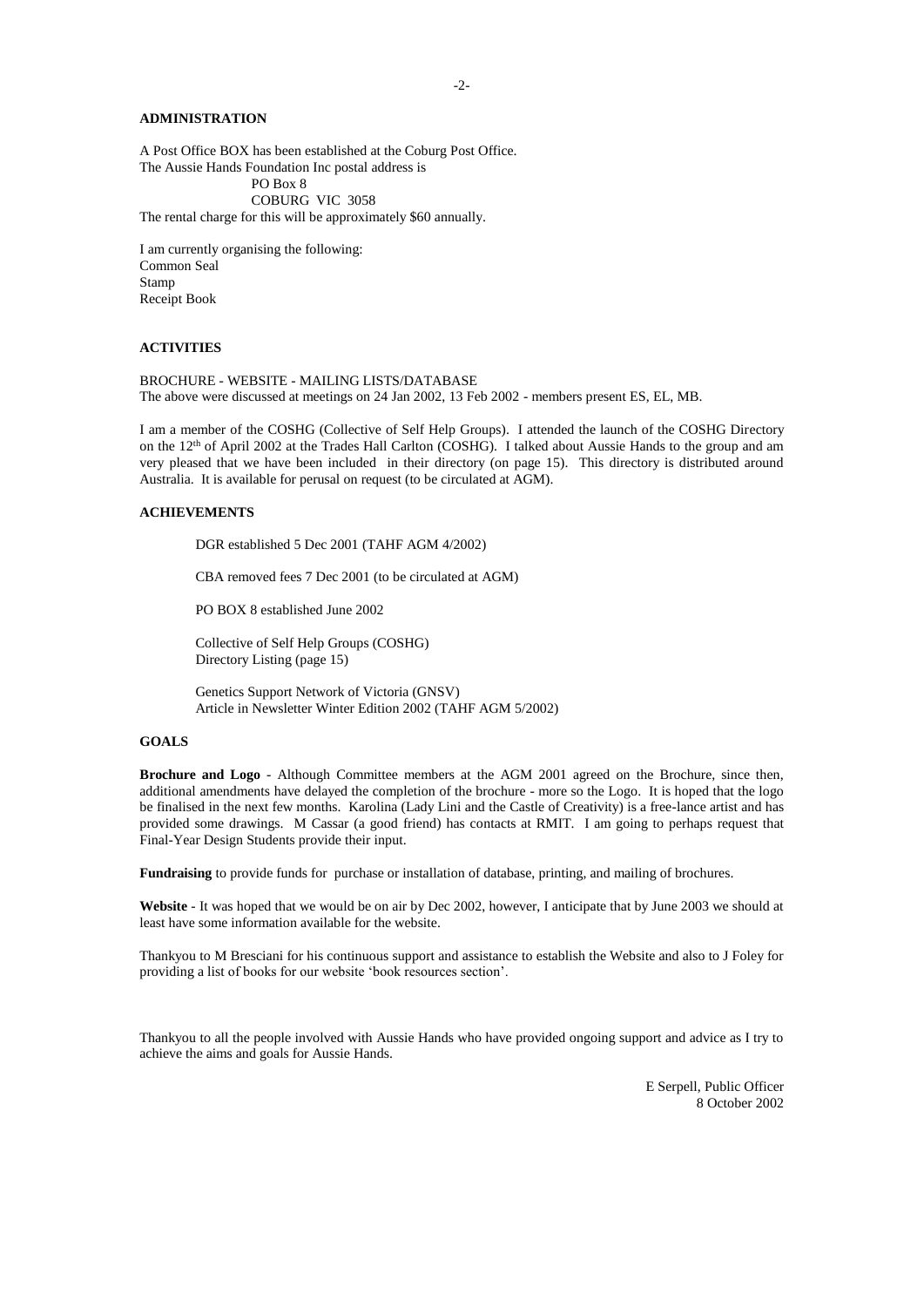## ADMINISTRATION

A Post Office BOX has been established at the Coburg Post Office.
The Aussie Hands Foundation Inc postal address is

PO Box 8
COBURG VIC 3058

The rental charge for this will be approximately $60 annually.

I am currently organising the following:
Common Seal
Stamp
Receipt Book

## ACTIVITIES

BROCHURE - WEBSITE - MAILING LISTS/DATABASE
The above were discussed at meetings on 24 Jan 2002, 13 Feb 2002 - members present ES, EL, MB.

I am a member of the COSHG (Collective of Self Help Groups). I attended the launch of the COSHG Directory on the 12th of April 2002 at the Trades Hall Carlton (COSHG). I talked about Aussie Hands to the group and am very pleased that we have been included in their directory (on page 15). This directory is distributed around Australia. It is available for perusal on request (to be circulated at AGM).

## ACHIEVEMENTS

DGR established 5 Dec 2001 (TAHF AGM 4/2002)

CBA removed fees 7 Dec 2001 (to be circulated at AGM)

PO BOX 8 established June 2002

Collective of Self Help Groups (COSHG)
Directory Listing (page 15)

Genetics Support Network of Victoria (GNSV)
Article in Newsletter Winter Edition 2002 (TAHF AGM 5/2002)

## GOALS

**Brochure and Logo** - Although Committee members at the AGM 2001 agreed on the Brochure, since then, additional amendments have delayed the completion of the brochure - more so the Logo. It is hoped that the logo be finalised in the next few months. Karolina (Lady Lini and the Castle of Creativity) is a free-lance artist and has provided some drawings. M Cassar (a good friend) has contacts at RMIT. I am going to perhaps request that Final-Year Design Students provide their input.

**Fundraising** to provide funds for purchase or installation of database, printing, and mailing of brochures.

**Website** - It was hoped that we would be on air by Dec 2002, however, I anticipate that by June 2003 we should at least have some information available for the website.

Thankyou to M Bresciani for his continuous support and assistance to establish the Website and also to J Foley for providing a list of books for our website 'book resources section'.

Thankyou to all the people involved with Aussie Hands who have provided ongoing support and advice as I try to achieve the aims and goals for Aussie Hands.

E Serpell, Public Officer
8 October 2002